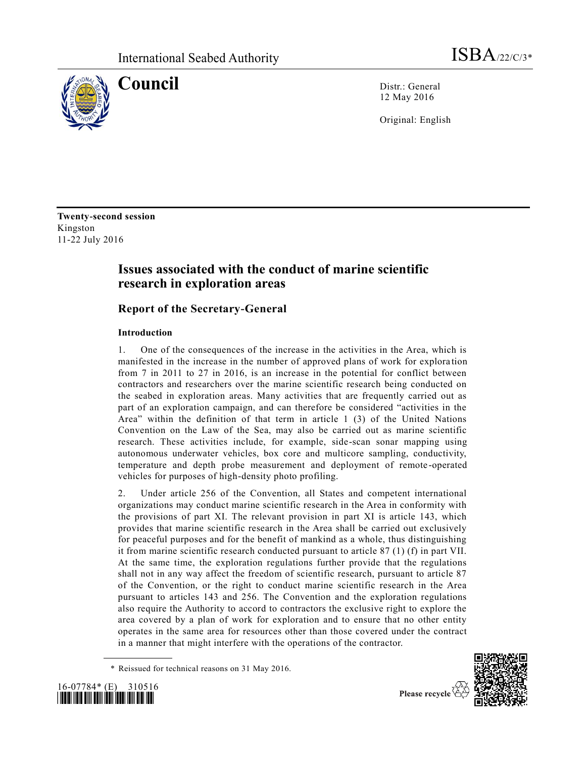International Seabed Authority ISBA/22/C/3*

# Council

Distr.: General
12 May 2016

Original: English

**Twenty-second session**
Kingston
11-22 July 2016

## Issues associated with the conduct of marine scientific research in exploration areas

### Report of the Secretary-General

#### Introduction

1. One of the consequences of the increase in the activities in the Area, which is manifested in the increase in the number of approved plans of work for exploration from 7 in 2011 to 27 in 2016, is an increase in the potential for conflict between contractors and researchers over the marine scientific research being conducted on the seabed in exploration areas. Many activities that are frequently carried out as part of an exploration campaign, and can therefore be considered "activities in the Area" within the definition of that term in article 1 (3) of the United Nations Convention on the Law of the Sea, may also be carried out as marine scientific research. These activities include, for example, side-scan sonar mapping using autonomous underwater vehicles, box core and multicore sampling, conductivity, temperature and depth probe measurement and deployment of remote-operated vehicles for purposes of high-density photo profiling.

2. Under article 256 of the Convention, all States and competent international organizations may conduct marine scientific research in the Area in conformity with the provisions of part XI. The relevant provision in part XI is article 143, which provides that marine scientific research in the Area shall be carried out exclusively for peaceful purposes and for the benefit of mankind as a whole, thus distinguishing it from marine scientific research conducted pursuant to article 87 (1) (f) in part VII. At the same time, the exploration regulations further provide that the regulations shall not in any way affect the freedom of scientific research, pursuant to article 87 of the Convention, or the right to conduct marine scientific research in the Area pursuant to articles 143 and 256. The Convention and the exploration regulations also require the Authority to accord to contractors the exclusive right to explore the area covered by a plan of work for exploration and to ensure that no other entity operates in the same area for resources other than those covered under the contract in a manner that might interfere with the operations of the contractor.

\* Reissued for technical reasons on 31 May 2016.

16-07784* (E) 310516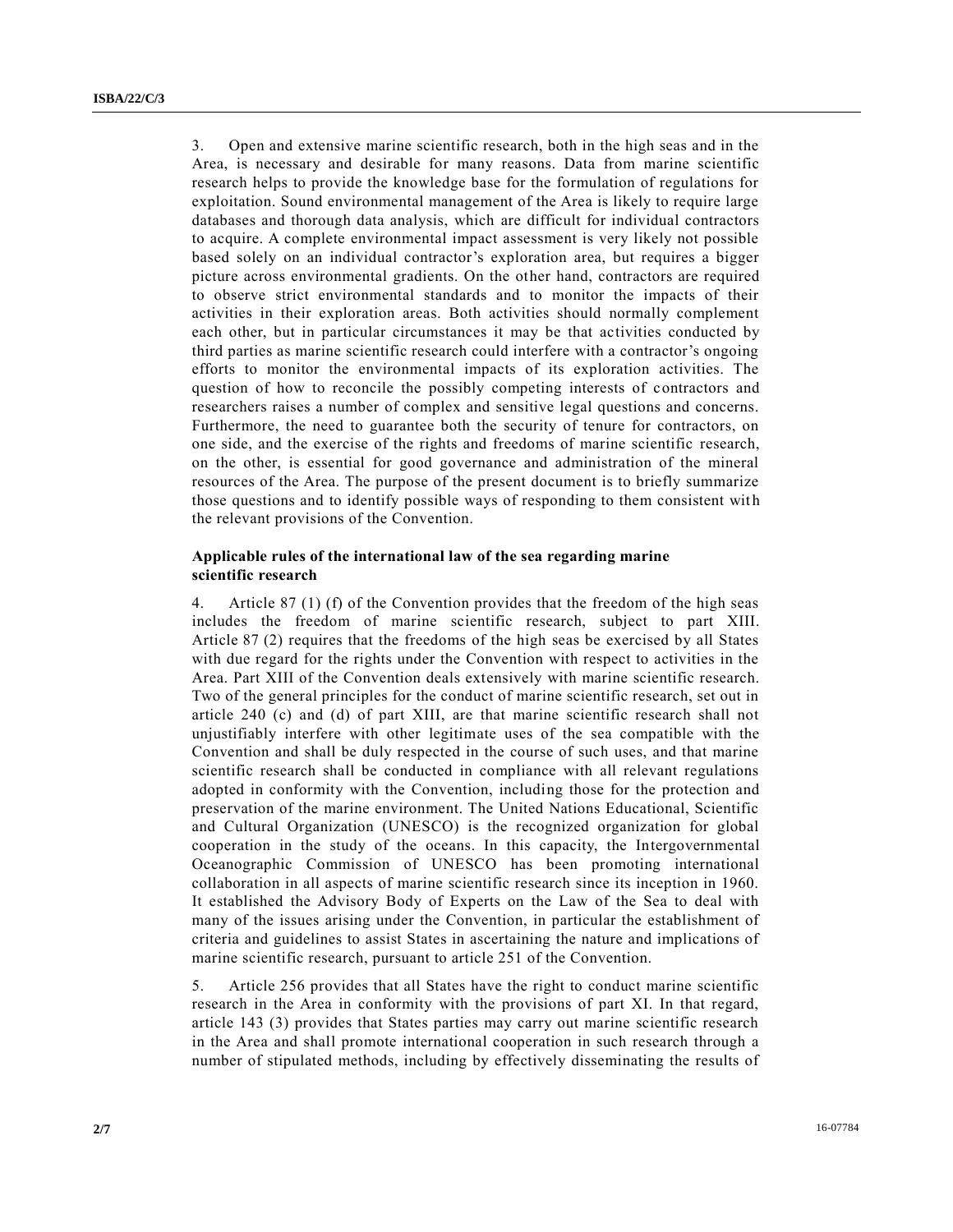3. Open and extensive marine scientific research, both in the high seas and in the Area, is necessary and desirable for many reasons. Data from marine scientific research helps to provide the knowledge base for the formulation of regulations for exploitation. Sound environmental management of the Area is likely to require large databases and thorough data analysis, which are difficult for individual contractors to acquire. A complete environmental impact assessment is very likely not possible based solely on an individual contractor's exploration area, but requires a bigger picture across environmental gradients. On the other hand, contractors are required to observe strict environmental standards and to monitor the impacts of their activities in their exploration areas. Both activities should normally complement each other, but in particular circumstances it may be that activities conducted by third parties as marine scientific research could interfere with a contractor's ongoing efforts to monitor the environmental impacts of its exploration activities. The question of how to reconcile the possibly competing interests of contractors and researchers raises a number of complex and sensitive legal questions and concerns. Furthermore, the need to guarantee both the security of tenure for contractors, on one side, and the exercise of the rights and freedoms of marine scientific research, on the other, is essential for good governance and administration of the mineral resources of the Area. The purpose of the present document is to briefly summarize those questions and to identify possible ways of responding to them consistent with the relevant provisions of the Convention.

### Applicable rules of the international law of the sea regarding marine scientific research

4. Article 87 (1) (f) of the Convention provides that the freedom of the high seas includes the freedom of marine scientific research, subject to part XIII. Article 87 (2) requires that the freedoms of the high seas be exercised by all States with due regard for the rights under the Convention with respect to activities in the Area. Part XIII of the Convention deals extensively with marine scientific research. Two of the general principles for the conduct of marine scientific research, set out in article 240 (c) and (d) of part XIII, are that marine scientific research shall not unjustifiably interfere with other legitimate uses of the sea compatible with the Convention and shall be duly respected in the course of such uses, and that marine scientific research shall be conducted in compliance with all relevant regulations adopted in conformity with the Convention, including those for the protection and preservation of the marine environment. The United Nations Educational, Scientific and Cultural Organization (UNESCO) is the recognized organization for global cooperation in the study of the oceans. In this capacity, the Intergovernmental Oceanographic Commission of UNESCO has been promoting international collaboration in all aspects of marine scientific research since its inception in 1960. It established the Advisory Body of Experts on the Law of the Sea to deal with many of the issues arising under the Convention, in particular the establishment of criteria and guidelines to assist States in ascertaining the nature and implications of marine scientific research, pursuant to article 251 of the Convention.

5. Article 256 provides that all States have the right to conduct marine scientific research in the Area in conformity with the provisions of part XI. In that regard, article 143 (3) provides that States parties may carry out marine scientific research in the Area and shall promote international cooperation in such research through a number of stipulated methods, including by effectively disseminating the results of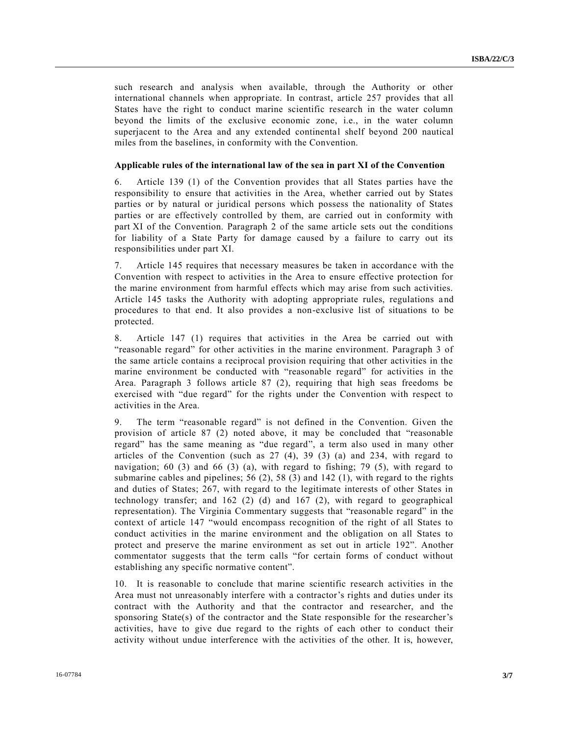such research and analysis when available, through the Authority or other international channels when appropriate. In contrast, article 257 provides that all States have the right to conduct marine scientific research in the water column beyond the limits of the exclusive economic zone, i.e., in the water column superjacent to the Area and any extended continental shelf beyond 200 nautical miles from the baselines, in conformity with the Convention.

**Applicable rules of the international law of the sea in part XI of the Convention**

6. Article 139 (1) of the Convention provides that all States parties have the responsibility to ensure that activities in the Area, whether carried out by States parties or by natural or juridical persons which possess the nationality of States parties or are effectively controlled by them, are carried out in conformity with part XI of the Convention. Paragraph 2 of the same article sets out the conditions for liability of a State Party for damage caused by a failure to carry out its responsibilities under part XI.

7. Article 145 requires that necessary measures be taken in accordance with the Convention with respect to activities in the Area to ensure effective protection for the marine environment from harmful effects which may arise from such activities. Article 145 tasks the Authority with adopting appropriate rules, regulations and procedures to that end. It also provides a non-exclusive list of situations to be protected.

8. Article 147 (1) requires that activities in the Area be carried out with "reasonable regard" for other activities in the marine environment. Paragraph 3 of the same article contains a reciprocal provision requiring that other activities in the marine environment be conducted with "reasonable regard" for activities in the Area. Paragraph 3 follows article 87 (2), requiring that high seas freedoms be exercised with "due regard" for the rights under the Convention with respect to activities in the Area.

9. The term "reasonable regard" is not defined in the Convention. Given the provision of article 87 (2) noted above, it may be concluded that "reasonable regard" has the same meaning as "due regard", a term also used in many other articles of the Convention (such as 27 (4), 39 (3) (a) and 234, with regard to navigation; 60 (3) and 66 (3) (a), with regard to fishing; 79 (5), with regard to submarine cables and pipelines; 56 (2), 58 (3) and 142 (1), with regard to the rights and duties of States; 267, with regard to the legitimate interests of other States in technology transfer; and 162 (2) (d) and 167 (2), with regard to geographical representation). The Virginia Commentary suggests that "reasonable regard" in the context of article 147 "would encompass recognition of the right of all States to conduct activities in the marine environment and the obligation on all States to protect and preserve the marine environment as set out in article 192". Another commentator suggests that the term calls "for certain forms of conduct without establishing any specific normative content".

10. It is reasonable to conclude that marine scientific research activities in the Area must not unreasonably interfere with a contractor's rights and duties under its contract with the Authority and that the contractor and researcher, and the sponsoring State(s) of the contractor and the State responsible for the researcher's activities, have to give due regard to the rights of each other to conduct their activity without undue interference with the activities of the other. It is, however,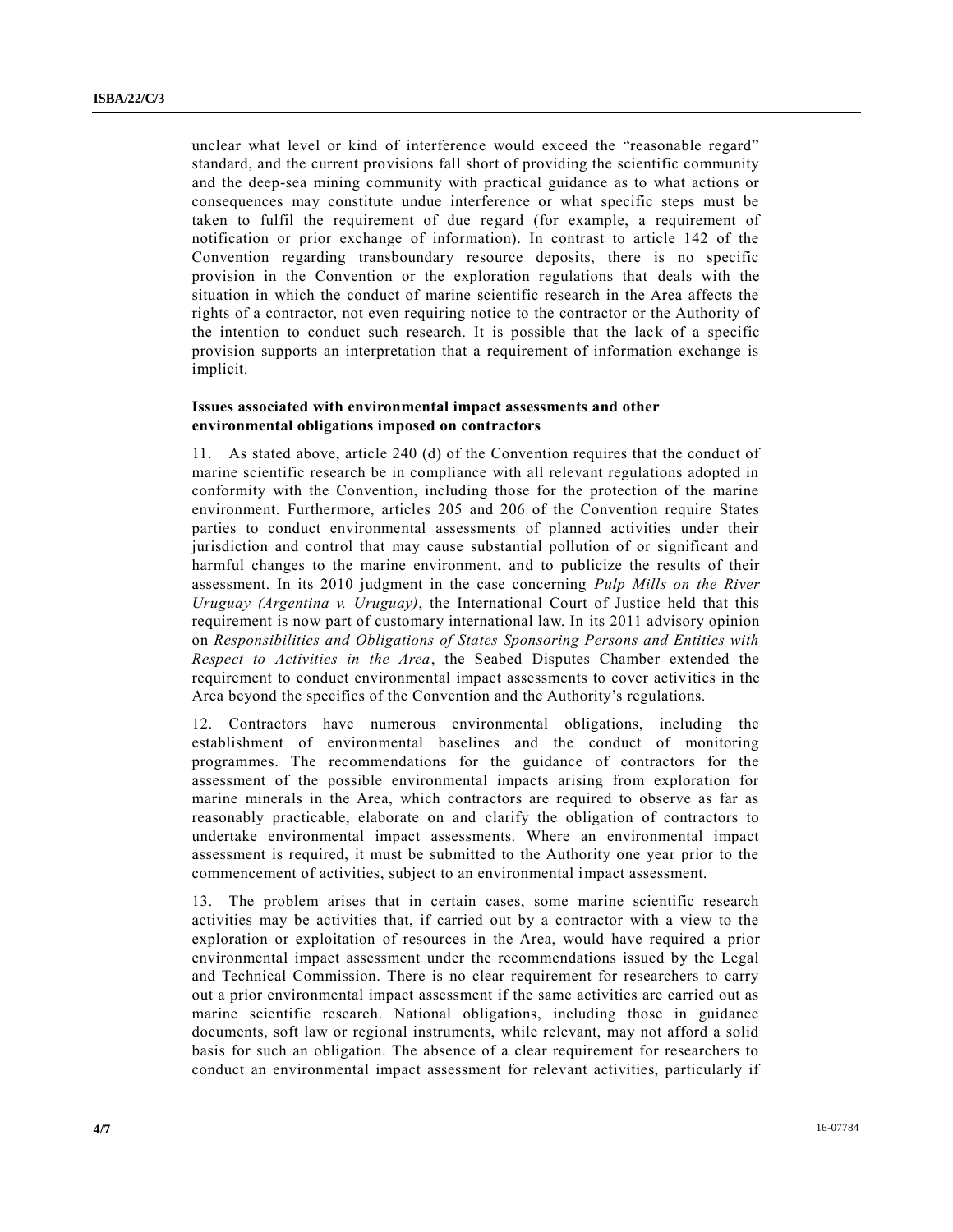unclear what level or kind of interference would exceed the "reasonable regard" standard, and the current provisions fall short of providing the scientific community and the deep-sea mining community with practical guidance as to what actions or consequences may constitute undue interference or what specific steps must be taken to fulfil the requirement of due regard (for example, a requirement of notification or prior exchange of information). In contrast to article 142 of the Convention regarding transboundary resource deposits, there is no specific provision in the Convention or the exploration regulations that deals with the situation in which the conduct of marine scientific research in the Area affects the rights of a contractor, not even requiring notice to the contractor or the Authority of the intention to conduct such research. It is possible that the lack of a specific provision supports an interpretation that a requirement of information exchange is implicit.

### Issues associated with environmental impact assessments and other environmental obligations imposed on contractors

11. As stated above, article 240 (d) of the Convention requires that the conduct of marine scientific research be in compliance with all relevant regulations adopted in conformity with the Convention, including those for the protection of the marine environment. Furthermore, articles 205 and 206 of the Convention require States parties to conduct environmental assessments of planned activities under their jurisdiction and control that may cause substantial pollution of or significant and harmful changes to the marine environment, and to publicize the results of their assessment. In its 2010 judgment in the case concerning *Pulp Mills on the River Uruguay (Argentina v. Uruguay)*, the International Court of Justice held that this requirement is now part of customary international law. In its 2011 advisory opinion on *Responsibilities and Obligations of States Sponsoring Persons and Entities with Respect to Activities in the Area*, the Seabed Disputes Chamber extended the requirement to conduct environmental impact assessments to cover activities in the Area beyond the specifics of the Convention and the Authority's regulations.

12. Contractors have numerous environmental obligations, including the establishment of environmental baselines and the conduct of monitoring programmes. The recommendations for the guidance of contractors for the assessment of the possible environmental impacts arising from exploration for marine minerals in the Area, which contractors are required to observe as far as reasonably practicable, elaborate on and clarify the obligation of contractors to undertake environmental impact assessments. Where an environmental impact assessment is required, it must be submitted to the Authority one year prior to the commencement of activities, subject to an environmental impact assessment.

13. The problem arises that in certain cases, some marine scientific research activities may be activities that, if carried out by a contractor with a view to the exploration or exploitation of resources in the Area, would have required a prior environmental impact assessment under the recommendations issued by the Legal and Technical Commission. There is no clear requirement for researchers to carry out a prior environmental impact assessment if the same activities are carried out as marine scientific research. National obligations, including those in guidance documents, soft law or regional instruments, while relevant, may not afford a solid basis for such an obligation. The absence of a clear requirement for researchers to conduct an environmental impact assessment for relevant activities, particularly if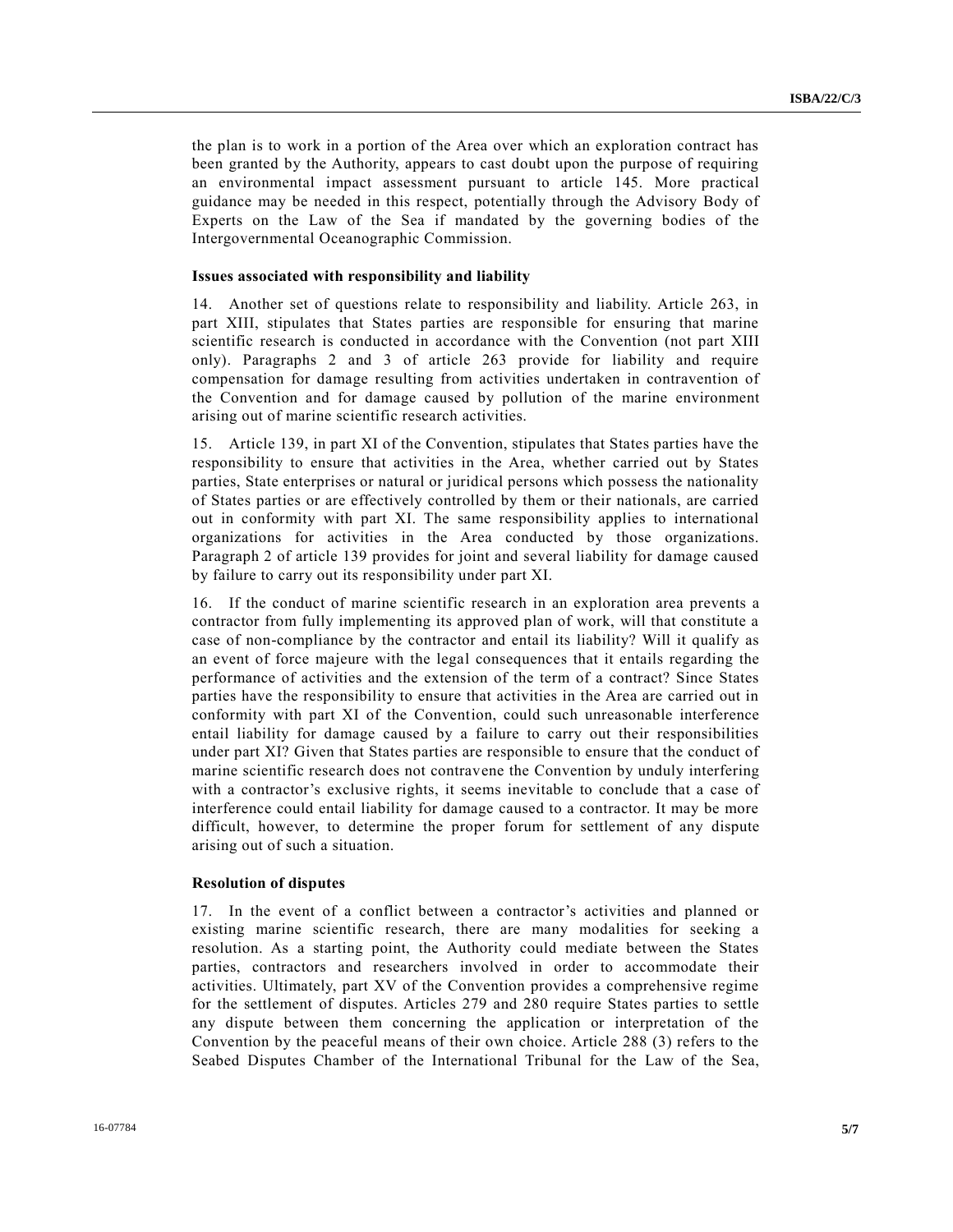the plan is to work in a portion of the Area over which an exploration contract has been granted by the Authority, appears to cast doubt upon the purpose of requiring an environmental impact assessment pursuant to article 145. More practical guidance may be needed in this respect, potentially through the Advisory Body of Experts on the Law of the Sea if mandated by the governing bodies of the Intergovernmental Oceanographic Commission.

**Issues associated with responsibility and liability**

14. Another set of questions relate to responsibility and liability. Article 263, in part XIII, stipulates that States parties are responsible for ensuring that marine scientific research is conducted in accordance with the Convention (not part XIII only). Paragraphs 2 and 3 of article 263 provide for liability and require compensation for damage resulting from activities undertaken in contravention of the Convention and for damage caused by pollution of the marine environment arising out of marine scientific research activities.

15. Article 139, in part XI of the Convention, stipulates that States parties have the responsibility to ensure that activities in the Area, whether carried out by States parties, State enterprises or natural or juridical persons which possess the nationality of States parties or are effectively controlled by them or their nationals, are carried out in conformity with part XI. The same responsibility applies to international organizations for activities in the Area conducted by those organizations. Paragraph 2 of article 139 provides for joint and several liability for damage caused by failure to carry out its responsibility under part XI.

16. If the conduct of marine scientific research in an exploration area prevents a contractor from fully implementing its approved plan of work, will that constitute a case of non-compliance by the contractor and entail its liability? Will it qualify as an event of force majeure with the legal consequences that it entails regarding the performance of activities and the extension of the term of a contract? Since States parties have the responsibility to ensure that activities in the Area are carried out in conformity with part XI of the Convention, could such unreasonable interference entail liability for damage caused by a failure to carry out their responsibilities under part XI? Given that States parties are responsible to ensure that the conduct of marine scientific research does not contravene the Convention by unduly interfering with a contractor's exclusive rights, it seems inevitable to conclude that a case of interference could entail liability for damage caused to a contractor. It may be more difficult, however, to determine the proper forum for settlement of any dispute arising out of such a situation.

**Resolution of disputes**

17. In the event of a conflict between a contractor's activities and planned or existing marine scientific research, there are many modalities for seeking a resolution. As a starting point, the Authority could mediate between the States parties, contractors and researchers involved in order to accommodate their activities. Ultimately, part XV of the Convention provides a comprehensive regime for the settlement of disputes. Articles 279 and 280 require States parties to settle any dispute between them concerning the application or interpretation of the Convention by the peaceful means of their own choice. Article 288 (3) refers to the Seabed Disputes Chamber of the International Tribunal for the Law of the Sea,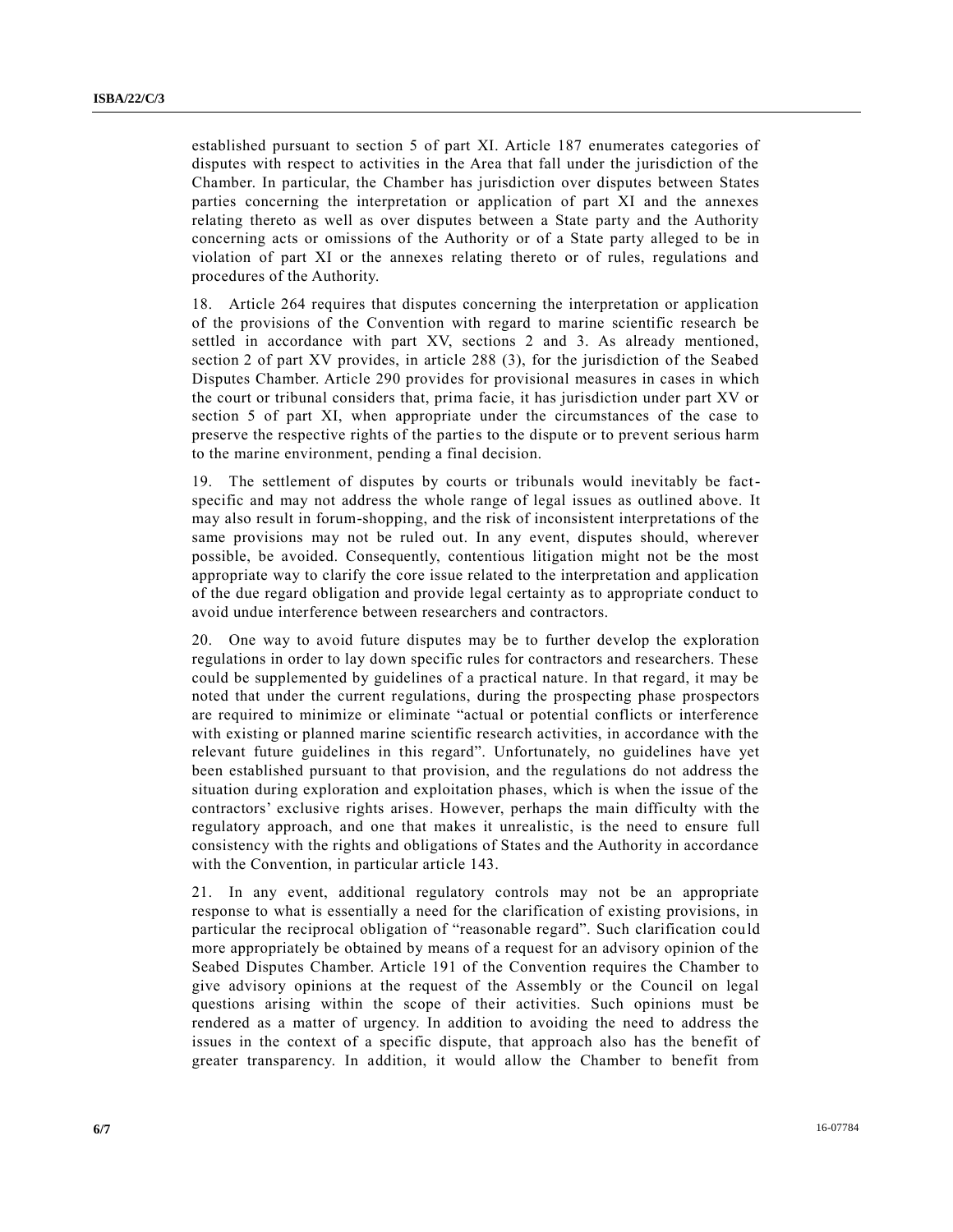established pursuant to section 5 of part XI. Article 187 enumerates categories of disputes with respect to activities in the Area that fall under the jurisdiction of the Chamber. In particular, the Chamber has jurisdiction over disputes between States parties concerning the interpretation or application of part XI and the annexes relating thereto as well as over disputes between a State party and the Authority concerning acts or omissions of the Authority or of a State party alleged to be in violation of part XI or the annexes relating thereto or of rules, regulations and procedures of the Authority.

18. Article 264 requires that disputes concerning the interpretation or application of the provisions of the Convention with regard to marine scientific research be settled in accordance with part XV, sections 2 and 3. As already mentioned, section 2 of part XV provides, in article 288 (3), for the jurisdiction of the Seabed Disputes Chamber. Article 290 provides for provisional measures in cases in which the court or tribunal considers that, prima facie, it has jurisdiction under part XV or section 5 of part XI, when appropriate under the circumstances of the case to preserve the respective rights of the parties to the dispute or to prevent serious harm to the marine environment, pending a final decision.

19. The settlement of disputes by courts or tribunals would inevitably be fact-specific and may not address the whole range of legal issues as outlined above. It may also result in forum-shopping, and the risk of inconsistent interpretations of the same provisions may not be ruled out. In any event, disputes should, wherever possible, be avoided. Consequently, contentious litigation might not be the most appropriate way to clarify the core issue related to the interpretation and application of the due regard obligation and provide legal certainty as to appropriate conduct to avoid undue interference between researchers and contractors.

20. One way to avoid future disputes may be to further develop the exploration regulations in order to lay down specific rules for contractors and researchers. These could be supplemented by guidelines of a practical nature. In that regard, it may be noted that under the current regulations, during the prospecting phase prospectors are required to minimize or eliminate "actual or potential conflicts or interference with existing or planned marine scientific research activities, in accordance with the relevant future guidelines in this regard". Unfortunately, no guidelines have yet been established pursuant to that provision, and the regulations do not address the situation during exploration and exploitation phases, which is when the issue of the contractors' exclusive rights arises. However, perhaps the main difficulty with the regulatory approach, and one that makes it unrealistic, is the need to ensure full consistency with the rights and obligations of States and the Authority in accordance with the Convention, in particular article 143.

21. In any event, additional regulatory controls may not be an appropriate response to what is essentially a need for the clarification of existing provisions, in particular the reciprocal obligation of "reasonable regard". Such clarification could more appropriately be obtained by means of a request for an advisory opinion of the Seabed Disputes Chamber. Article 191 of the Convention requires the Chamber to give advisory opinions at the request of the Assembly or the Council on legal questions arising within the scope of their activities. Such opinions must be rendered as a matter of urgency. In addition to avoiding the need to address the issues in the context of a specific dispute, that approach also has the benefit of greater transparency. In addition, it would allow the Chamber to benefit from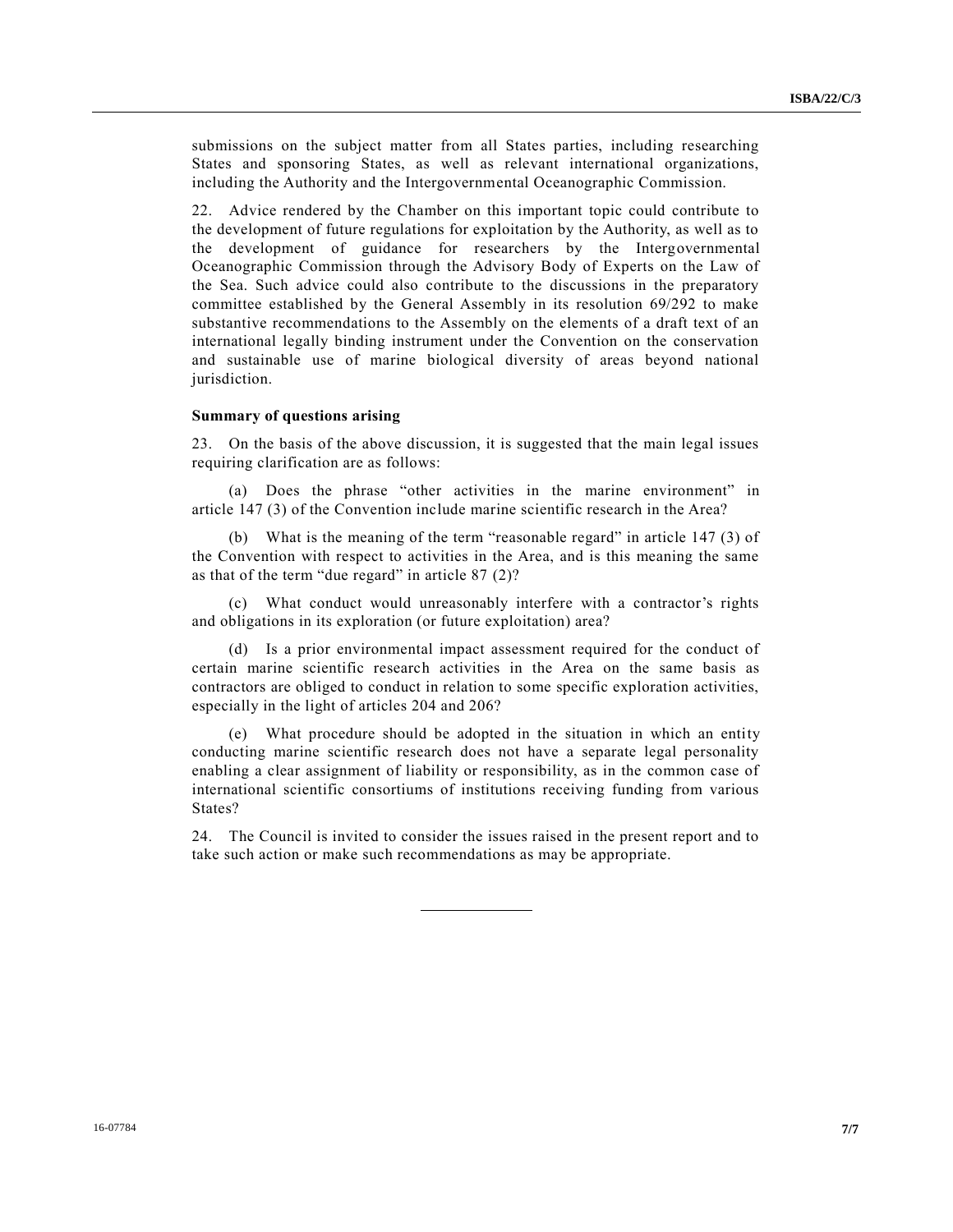submissions on the subject matter from all States parties, including researching States and sponsoring States, as well as relevant international organizations, including the Authority and the Intergovernmental Oceanographic Commission.

22. Advice rendered by the Chamber on this important topic could contribute to the development of future regulations for exploitation by the Authority, as well as to the development of guidance for researchers by the Intergovernmental Oceanographic Commission through the Advisory Body of Experts on the Law of the Sea. Such advice could also contribute to the discussions in the preparatory committee established by the General Assembly in its resolution 69/292 to make substantive recommendations to the Assembly on the elements of a draft text of an international legally binding instrument under the Convention on the conservation and sustainable use of marine biological diversity of areas beyond national jurisdiction.

**Summary of questions arising**

23. On the basis of the above discussion, it is suggested that the main legal issues requiring clarification are as follows:

(a) Does the phrase "other activities in the marine environment" in article 147 (3) of the Convention include marine scientific research in the Area?

(b) What is the meaning of the term "reasonable regard" in article 147 (3) of the Convention with respect to activities in the Area, and is this meaning the same as that of the term "due regard" in article 87 (2)?

(c) What conduct would unreasonably interfere with a contractor's rights and obligations in its exploration (or future exploitation) area?

(d) Is a prior environmental impact assessment required for the conduct of certain marine scientific research activities in the Area on the same basis as contractors are obliged to conduct in relation to some specific exploration activities, especially in the light of articles 204 and 206?

(e) What procedure should be adopted in the situation in which an entity conducting marine scientific research does not have a separate legal personality enabling a clear assignment of liability or responsibility, as in the common case of international scientific consortiums of institutions receiving funding from various States?

24. The Council is invited to consider the issues raised in the present report and to take such action or make such recommendations as may be appropriate.